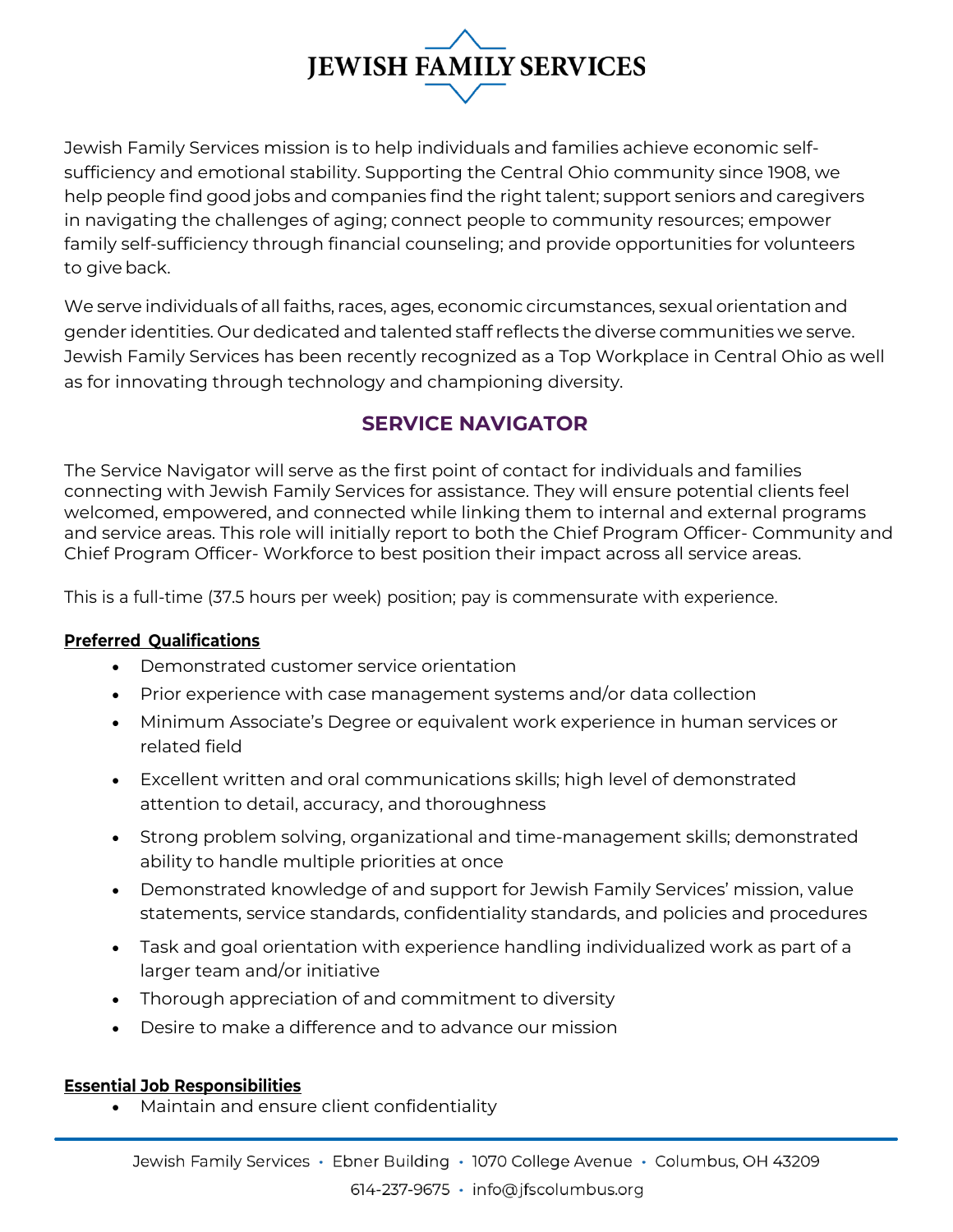# JEWISH FAMILY SERVICES

Jewish Family Services mission is to help individuals and families achieve economic self-sufficiency and emotional stability. Supporting the Central Ohio community since 1908, we help people find good jobs and companies find the right talent; support seniors and caregivers in navigating the challenges of aging; connect people to community resources; empower family self-sufficiency through financial counseling; and provide opportunities for volunteers to give back.

We serve individuals of all faiths, races, ages, economic circumstances, sexual orientation and gender identities. Our dedicated and talented staff reflects the diverse communities we serve. Jewish Family Services has been recently recognized as a Top Workplace in Central Ohio as well as for innovating through technology and championing diversity.

## SERVICE NAVIGATOR

The Service Navigator will serve as the first point of contact for individuals and families connecting with Jewish Family Services for assistance. They will ensure potential clients feel welcomed, empowered, and connected while linking them to internal and external programs and service areas. This role will initially report to both the Chief Program Officer- Community and Chief Program Officer- Workforce to best position their impact across all service areas.

This is a full-time (37.5 hours per week) position; pay is commensurate with experience.

**Preferred Qualifications**

- Demonstrated customer service orientation
- Prior experience with case management systems and/or data collection
- Minimum Associate's Degree or equivalent work experience in human services or related field
- Excellent written and oral communications skills; high level of demonstrated attention to detail, accuracy, and thoroughness
- Strong problem solving, organizational and time-management skills; demonstrated ability to handle multiple priorities at once
- Demonstrated knowledge of and support for Jewish Family Services' mission, value statements, service standards, confidentiality standards, and policies and procedures
- Task and goal orientation with experience handling individualized work as part of a larger team and/or initiative
- Thorough appreciation of and commitment to diversity
- Desire to make a difference and to advance our mission

**Essential Job Responsibilities**

- Maintain and ensure client confidentiality

Jewish Family Services • Ebner Building • 1070 College Avenue • Columbus, OH 43209
614-237-9675 • info@jfscolumbus.org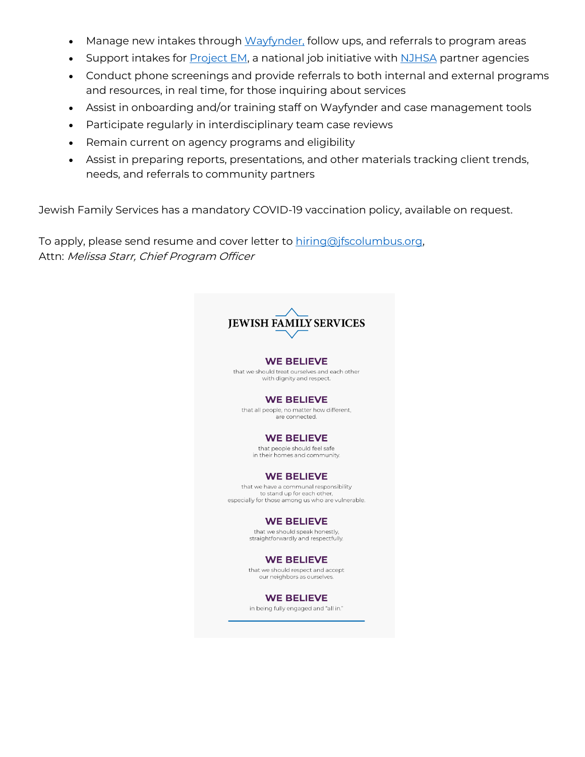- Manage new intakes through Wayfynder, follow ups, and referrals to program areas
- Support intakes for Project EM, a national job initiative with NJHSA partner agencies
- Conduct phone screenings and provide referrals to both internal and external programs and resources, in real time, for those inquiring about services
- Assist in onboarding and/or training staff on Wayfynder and case management tools
- Participate regularly in interdisciplinary team case reviews
- Remain current on agency programs and eligibility
- Assist in preparing reports, presentations, and other materials tracking client trends, needs, and referrals to community partners

Jewish Family Services has a mandatory COVID-19 vaccination policy, available on request.

To apply, please send resume and cover letter to hiring@jfscolumbus.org,
Attn: *Melissa Starr, Chief Program Officer*

JEWISH FAMILY SERVICES

**WE BELIEVE**
that we should treat ourselves and each other with dignity and respect.

**WE BELIEVE**
that all people, no matter how different, are connected.

**WE BELIEVE**
that people should feel safe in their homes and community.

**WE BELIEVE**
that we have a communal responsibility to stand up for each other, especially for those among us who are vulnerable.

**WE BELIEVE**
that we should speak honestly, straightforwardly and respectfully.

**WE BELIEVE**
that we should respect and accept our neighbors as ourselves.

**WE BELIEVE**
in being fully engaged and "all in."